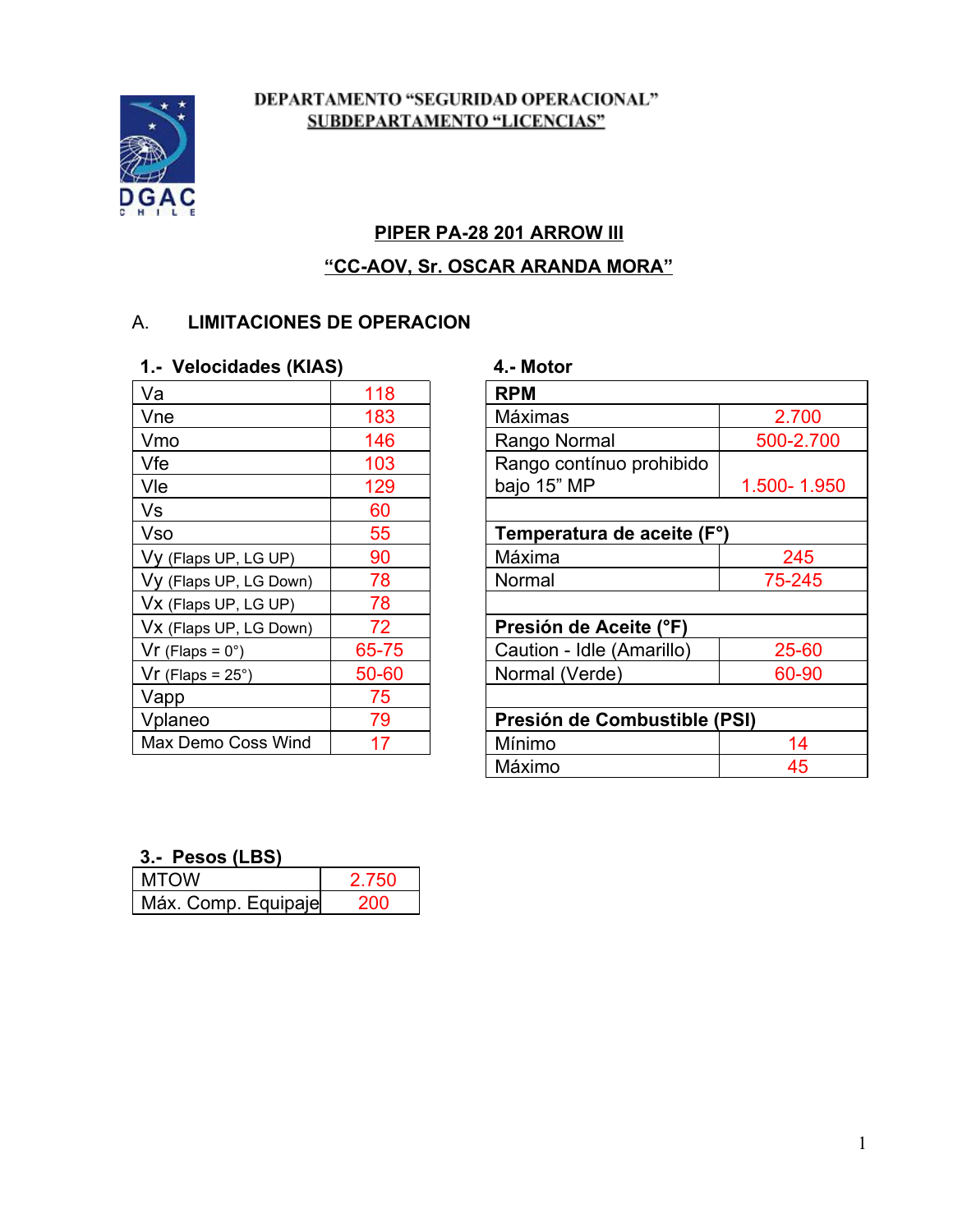DEPARTAMENTO "SEGURIDAD OPERACIONAL"
SUBDEPARTAMENTO "LICENCIAS"

# PIPER PA-28 201 ARROW III

## "CC-AOV, Sr. OSCAR ARANDA MORA"

## A. LIMITACIONES DE OPERACION

### 1.- Velocidades (KIAS)

| Velocidad | KIAS |
|---|---|
| Va | 118 |
| Vne | 183 |
| Vmo | 146 |
| Vfe | 103 |
| Vle | 129 |
| Vs | 60 |
| Vso | 55 |
| Vy (Flaps UP, LG UP) | 90 |
| Vy (Flaps UP, LG Down) | 78 |
| Vx (Flaps UP, LG UP) | 78 |
| Vx (Flaps UP, LG Down) | 72 |
| Vr (Flaps = 0°) | 65-75 |
| Vr (Flaps = 25°) | 50-60 |
| Vapp | 75 |
| Vplaneo | 79 |
| Max Demo Coss Wind | 17 |

### 4.- Motor

| **RPM** | |
|---|---|
| Máximas | 2.700 |
| Rango Normal | 500-2.700 |
| Rango contínuo prohibido bajo 15" MP | 1.500- 1.950 |
| | |
| **Temperatura de aceite (F°)** | |
| Máxima | 245 |
| Normal | 75-245 |
| | |
| **Presión de Aceite (°F)** | |
| Caution - Idle (Amarillo) | 25-60 |
| Normal (Verde) | 60-90 |
| | |
| **Presión de Combustible (PSI)** | |
| Mínimo | 14 |
| Máximo | 45 |

### 3.- Pesos (LBS)

| Peso | LBS |
|---|---|
| MTOW | 2.750 |
| Máx. Comp. Equipaje | 200 |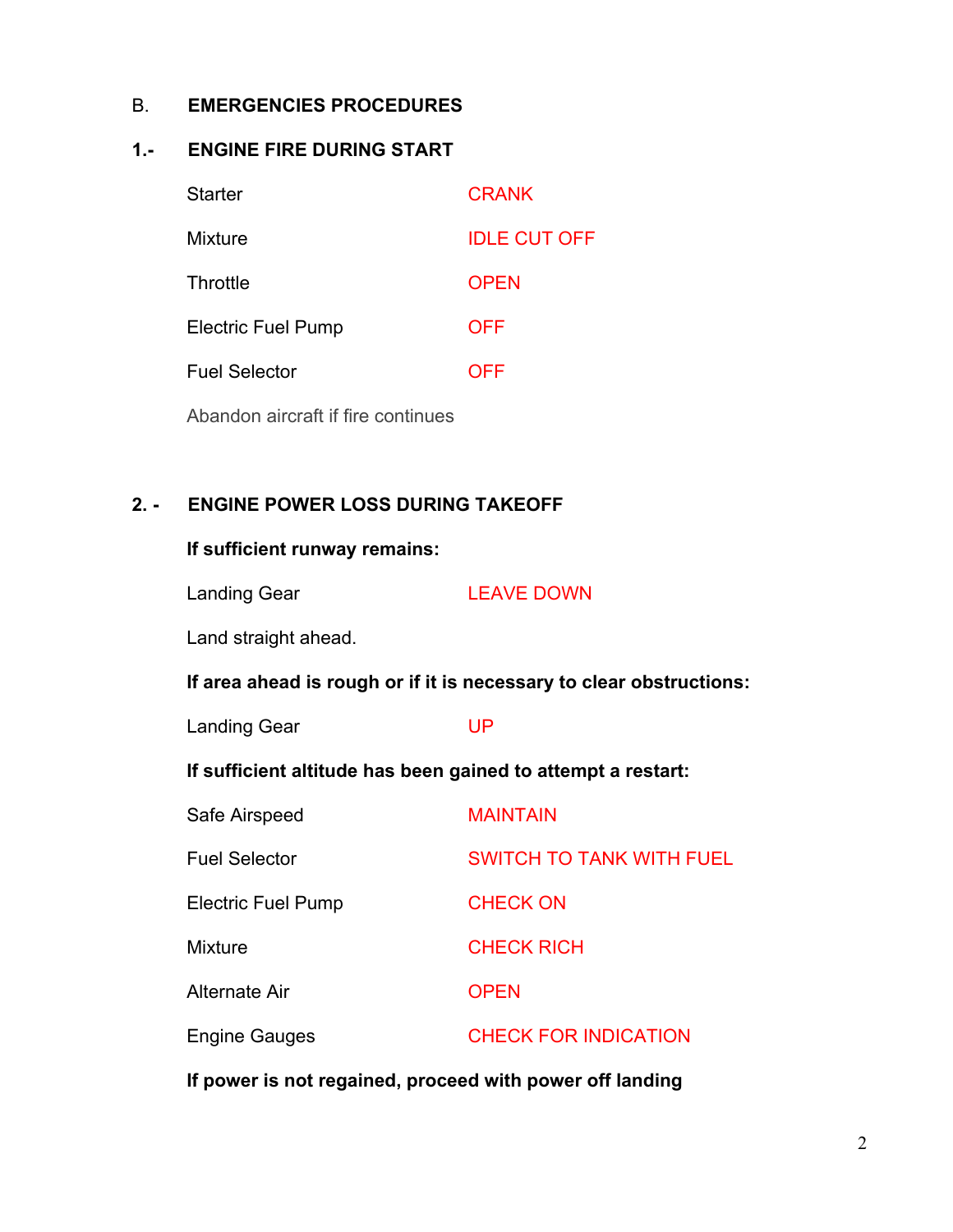## B. EMERGENCIES PROCEDURES

### 1.- ENGINE FIRE DURING START

| | |
|---|---|
| Starter | CRANK |
| Mixture | IDLE CUT OFF |
| Throttle | OPEN |
| Electric Fuel Pump | OFF |
| Fuel Selector | OFF |

Abandon aircraft if fire continues

### 2. - ENGINE POWER LOSS DURING TAKEOFF

**If sufficient runway remains:**

| | |
|---|---|
| Landing Gear | LEAVE DOWN |

Land straight ahead.

**If area ahead is rough or if it is necessary to clear obstructions:**

| | |
|---|---|
| Landing Gear | UP |

**If sufficient altitude has been gained to attempt a restart:**

| | |
|---|---|
| Safe Airspeed | MAINTAIN |
| Fuel Selector | SWITCH TO TANK WITH FUEL |
| Electric Fuel Pump | CHECK ON |
| Mixture | CHECK RICH |
| Alternate Air | OPEN |
| Engine Gauges | CHECK FOR INDICATION |

**If power is not regained, proceed with power off landing**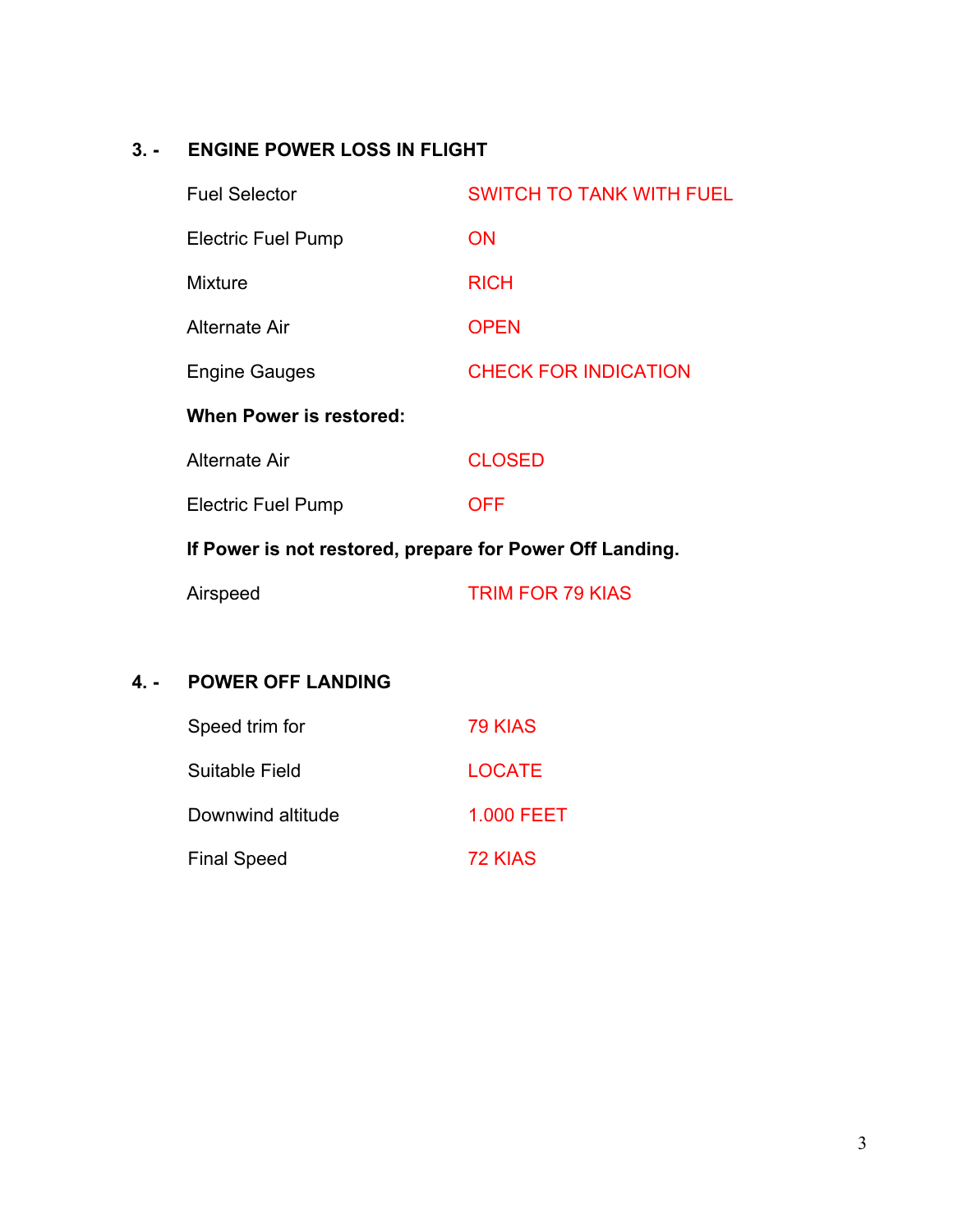## 3. - ENGINE POWER LOSS IN FLIGHT

| | |
|---|---|
| Fuel Selector | SWITCH TO TANK WITH FUEL |
| Electric Fuel Pump | ON |
| Mixture | RICH |
| Alternate Air | OPEN |
| Engine Gauges | CHECK FOR INDICATION |

**When Power is restored:**

| | |
|---|---|
| Alternate Air | CLOSED |
| Electric Fuel Pump | OFF |

**If Power is not restored, prepare for Power Off Landing.**

| | |
|---|---|
| Airspeed | TRIM FOR 79 KIAS |

## 4. - POWER OFF LANDING

| | |
|---|---|
| Speed trim for | 79 KIAS |
| Suitable Field | LOCATE |
| Downwind altitude | 1.000 FEET |
| Final Speed | 72 KIAS |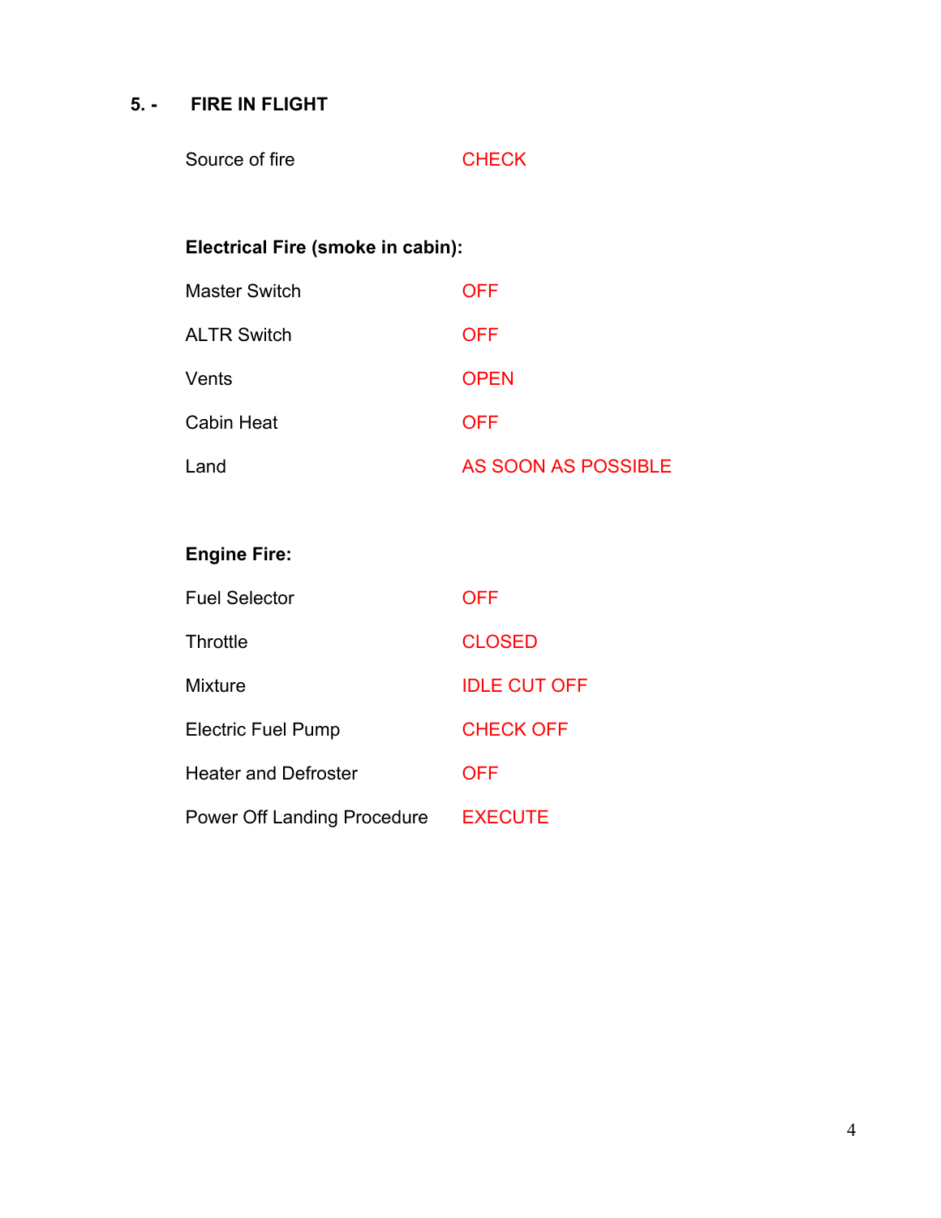## 5. - FIRE IN FLIGHT

| | |
|---|---|
| Source of fire | CHECK |

**Electrical Fire (smoke in cabin):**

| | |
|---|---|
| Master Switch | OFF |
| ALTR Switch | OFF |
| Vents | OPEN |
| Cabin Heat | OFF |
| Land | AS SOON AS POSSIBLE |

**Engine Fire:**

| | |
|---|---|
| Fuel Selector | OFF |
| Throttle | CLOSED |
| Mixture | IDLE CUT OFF |
| Electric Fuel Pump | CHECK OFF |
| Heater and Defroster | OFF |
| Power Off Landing Procedure | EXECUTE |